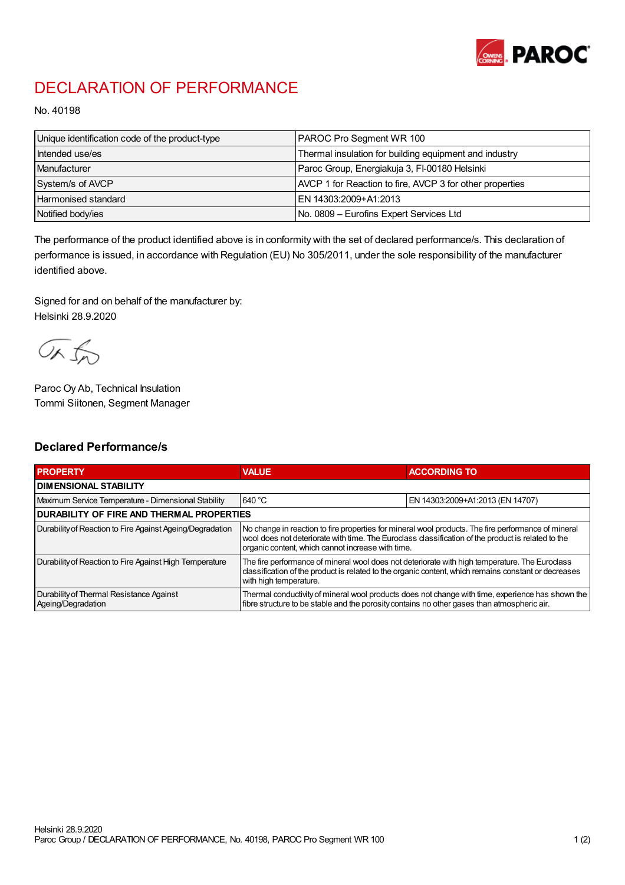# DECLARATION OF PERFORMANCE

No. 40198

| Unique identification code of the product-type | PAROC Pro Segment WR 100 |
|---|---|
| Intended use/es | Thermal insulation for building equipment and industry |
| Manufacturer | Paroc Group, Energiakuja 3, FI-00180 Helsinki |
| System/s of AVCP | AVCP 1 for Reaction to fire, AVCP 3 for other properties |
| Harmonised standard | EN 14303:2009+A1:2013 |
| Notified body/ies | No. 0809 – Eurofins Expert Services Ltd |

The performance of the product identified above is in conformity with the set of declared performance/s. This declaration of performance is issued, in accordance with Regulation (EU) No 305/2011, under the sole responsibility of the manufacturer identified above.

Signed for and on behalf of the manufacturer by:
Helsinki 28.9.2020

Paroc Oy Ab, Technical Insulation
Tommi Siitonen, Segment Manager

## Declared Performance/s

| PROPERTY | VALUE | ACCORDING TO |
|---|---|---|
| **DIMENSIONAL STABILITY** | | |
| Maximum Service Temperature - Dimensional Stability | 640 °C | EN 14303:2009+A1:2013 (EN 14707) |
| **DURABILITY OF FIRE AND THERMAL PROPERTIES** | | |
| Durability of Reaction to Fire Against Ageing/Degradation | No change in reaction to fire properties for mineral wool products. The fire performance of mineral wool does not deteriorate with time. The Euroclass classification of the product is related to the organic content, which cannot increase with time. | |
| Durability of Reaction to Fire Against High Temperature | The fire performance of mineral wool does not deteriorate with high temperature. The Euroclass classification of the product is related to the organic content, which remains constant or decreases with high temperature. | |
| Durability of Thermal Resistance Against Ageing/Degradation | Thermal conductivity of mineral wool products does not change with time, experience has shown the fibre structure to be stable and the porosity contains no other gases than atmospheric air. | |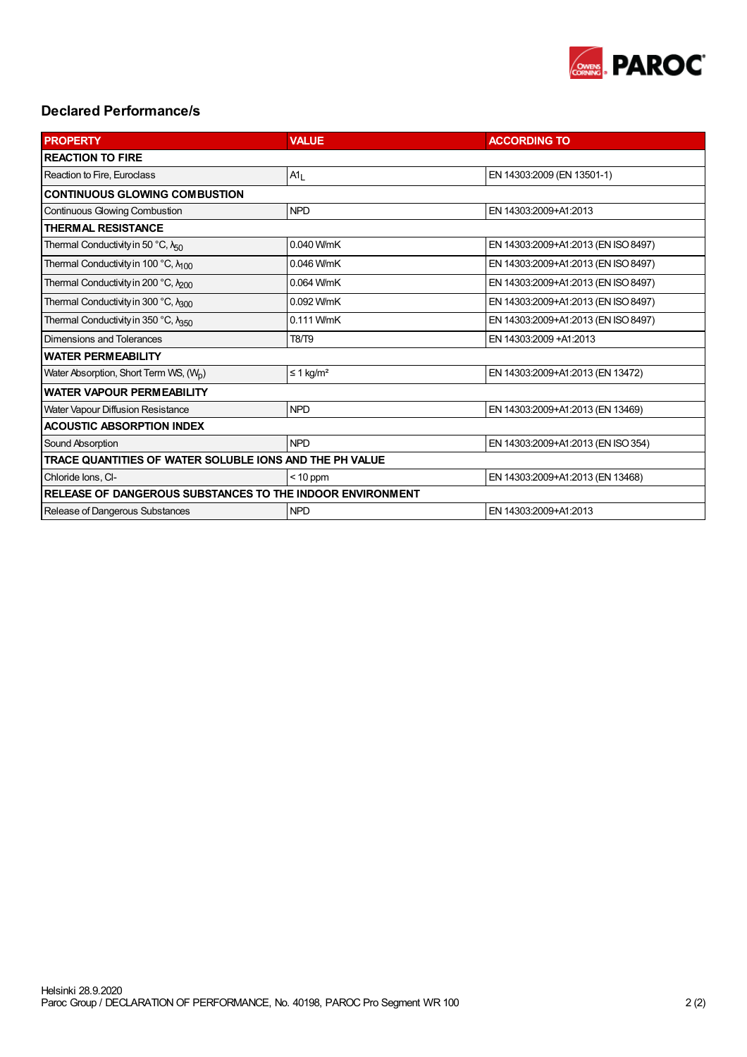## Declared Performance/s

| PROPERTY | VALUE | ACCORDING TO |
|---|---|---|
| **REACTION TO FIRE** | | |
| Reaction to Fire, Euroclass | $A1_L$ | EN 14303:2009 (EN 13501-1) |
| **CONTINUOUS GLOWING COMBUSTION** | | |
| Continuous Glowing Combustion | NPD | EN 14303:2009+A1:2013 |
| **THERMAL RESISTANCE** | | |
| Thermal Conductivity in 50 °C, $\lambda_{50}$ | 0.040 W/mK | EN 14303:2009+A1:2013 (EN ISO 8497) |
| Thermal Conductivity in 100 °C, $\lambda_{100}$ | 0.046 W/mK | EN 14303:2009+A1:2013 (EN ISO 8497) |
| Thermal Conductivity in 200 °C, $\lambda_{200}$ | 0.064 W/mK | EN 14303:2009+A1:2013 (EN ISO 8497) |
| Thermal Conductivity in 300 °C, $\lambda_{300}$ | 0.092 W/mK | EN 14303:2009+A1:2013 (EN ISO 8497) |
| Thermal Conductivity in 350 °C, $\lambda_{350}$ | 0.111 W/mK | EN 14303:2009+A1:2013 (EN ISO 8497) |
| Dimensions and Tolerances | T8/T9 | EN 14303:2009 +A1:2013 |
| **WATER PERMEABILITY** | | |
| Water Absorption, Short Term WS, ($W_p$) | ≤ 1 kg/m² | EN 14303:2009+A1:2013 (EN 13472) |
| **WATER VAPOUR PERMEABILITY** | | |
| Water Vapour Diffusion Resistance | NPD | EN 14303:2009+A1:2013 (EN 13469) |
| **ACOUSTIC ABSORPTION INDEX** | | |
| Sound Absorption | NPD | EN 14303:2009+A1:2013 (EN ISO 354) |
| **TRACE QUANTITIES OF WATER SOLUBLE IONS AND THE PH VALUE** | | |
| Chloride Ions, Cl- | < 10 ppm | EN 14303:2009+A1:2013 (EN 13468) |
| **RELEASE OF DANGEROUS SUBSTANCES TO THE INDOOR ENVIRONMENT** | | |
| Release of Dangerous Substances | NPD | EN 14303:2009+A1:2013 |

Helsinki 28.9.2020
Paroc Group / DECLARATION OF PERFORMANCE, No. 40198, PAROC Pro Segment WR 100